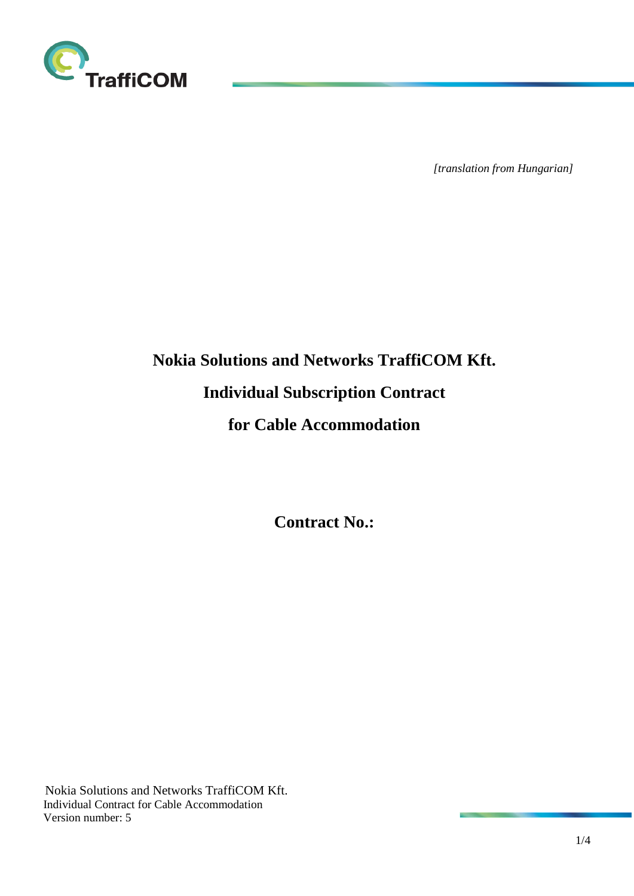*[translation from Hungarian]*

# Nokia Solutions and Networks TraffiCOM Kft.

# Individual Subscription Contract

# for Cable Accommodation

## Contract No.: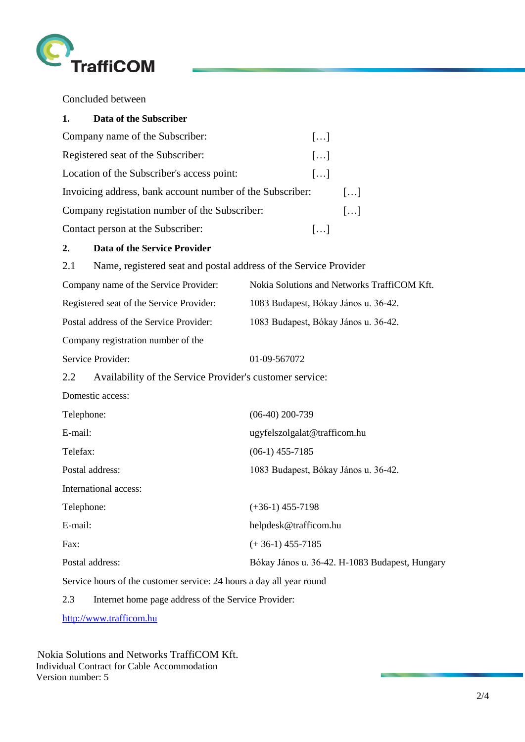Concluded between

**1. Data of the Subscriber**

Company name of the Subscriber: […]

Registered seat of the Subscriber: […]

Location of the Subscriber's access point: […]

Invoicing address, bank account number of the Subscriber: […]

Company registation number of the Subscriber: […]

Contact person at the Subscriber: […]

**2. Data of the Service Provider**

2.1 Name, registered seat and postal address of the Service Provider

Company name of the Service Provider: Nokia Solutions and Networks TraffiCOM Kft.

Registered seat of the Service Provider: 1083 Budapest, Bókay János u. 36-42.

Postal address of the Service Provider: 1083 Budapest, Bókay János u. 36-42.

Company registration number of the Service Provider: 01-09-567072

2.2 Availability of the Service Provider's customer service:

Domestic access:

Telephone: (06-40) 200-739

E-mail: ugyfelszolgalat@trafficom.hu

Telefax: (06-1) 455-7185

Postal address: 1083 Budapest, Bókay János u. 36-42.

International access:

Telephone: (+36-1) 455-7198

E-mail: helpdesk@trafficom.hu

Fax: (+ 36-1) 455-7185

Postal address: Bókay János u. 36-42. H-1083 Budapest, Hungary

Service hours of the customer service: 24 hours a day all year round

2.3 Internet home page address of the Service Provider:

[http://www.trafficom.hu](http://www.trafficom.hu)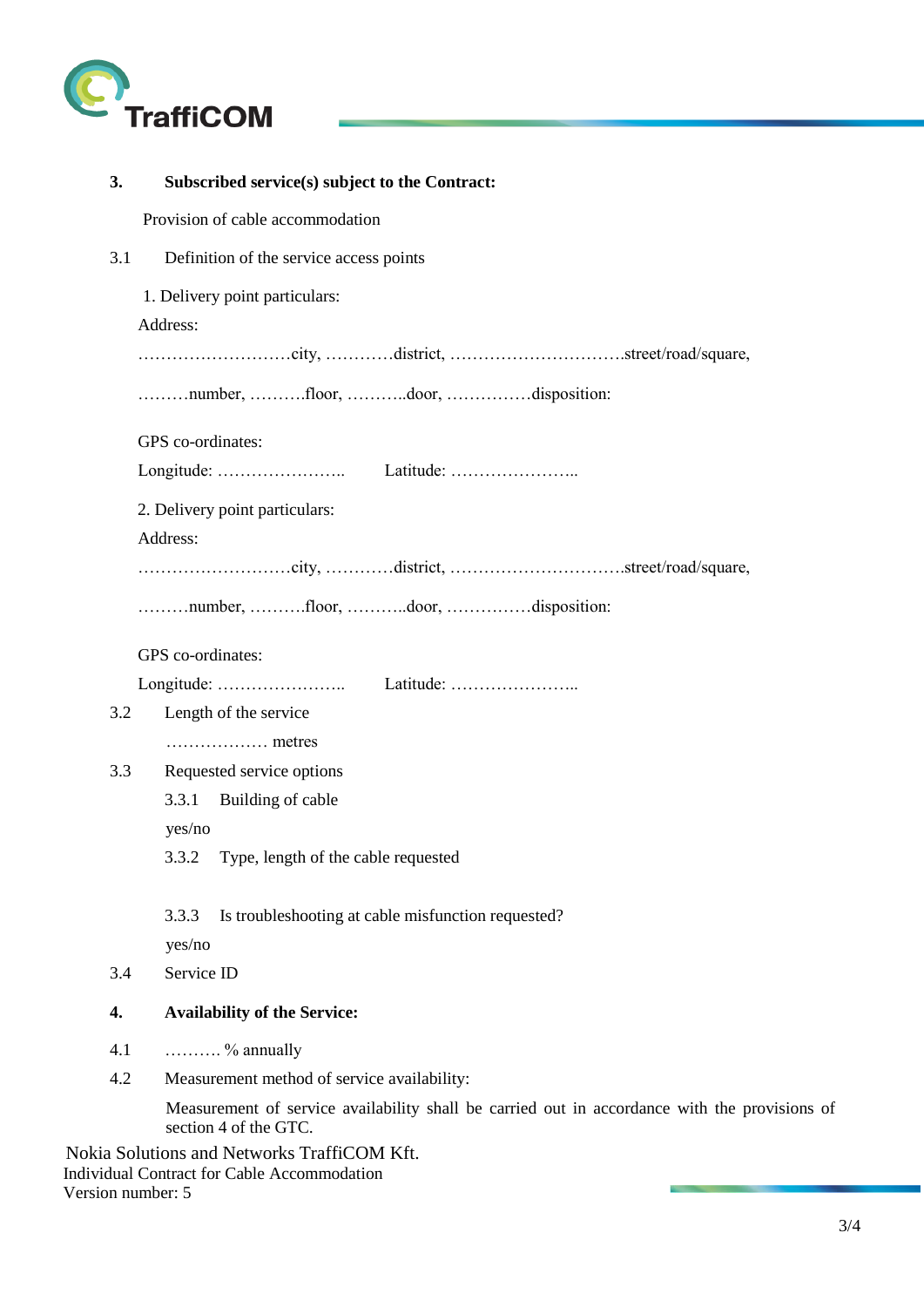## 3. Subscribed service(s) subject to the Contract:

Provision of cable accommodation

3.1 Definition of the service access points

1. Delivery point particulars:

Address:

………………………city, …………district, ………………………….street/road/square,

………number, ……….floor, ………..door, ……………disposition:

GPS co-ordinates:

Longitude: ………………….. Latitude: …………………..

2. Delivery point particulars:

Address:

………………………city, …………district, ………………………….street/road/square,

………number, ……….floor, ………..door, ……………disposition:

GPS co-ordinates:

Longitude: ………………….. Latitude: …………………..

3.2 Length of the service

……………… metres

3.3 Requested service options

3.3.1 Building of cable

yes/no

3.3.2 Type, length of the cable requested

3.3.3 Is troubleshooting at cable misfunction requested?

yes/no

3.4 Service ID

## 4. Availability of the Service:

4.1 ………. % annually

4.2 Measurement method of service availability:

Measurement of service availability shall be carried out in accordance with the provisions of section 4 of the GTC.

Nokia Solutions and Networks TraffiCOM Kft.
Individual Contract for Cable Accommodation
Version number: 5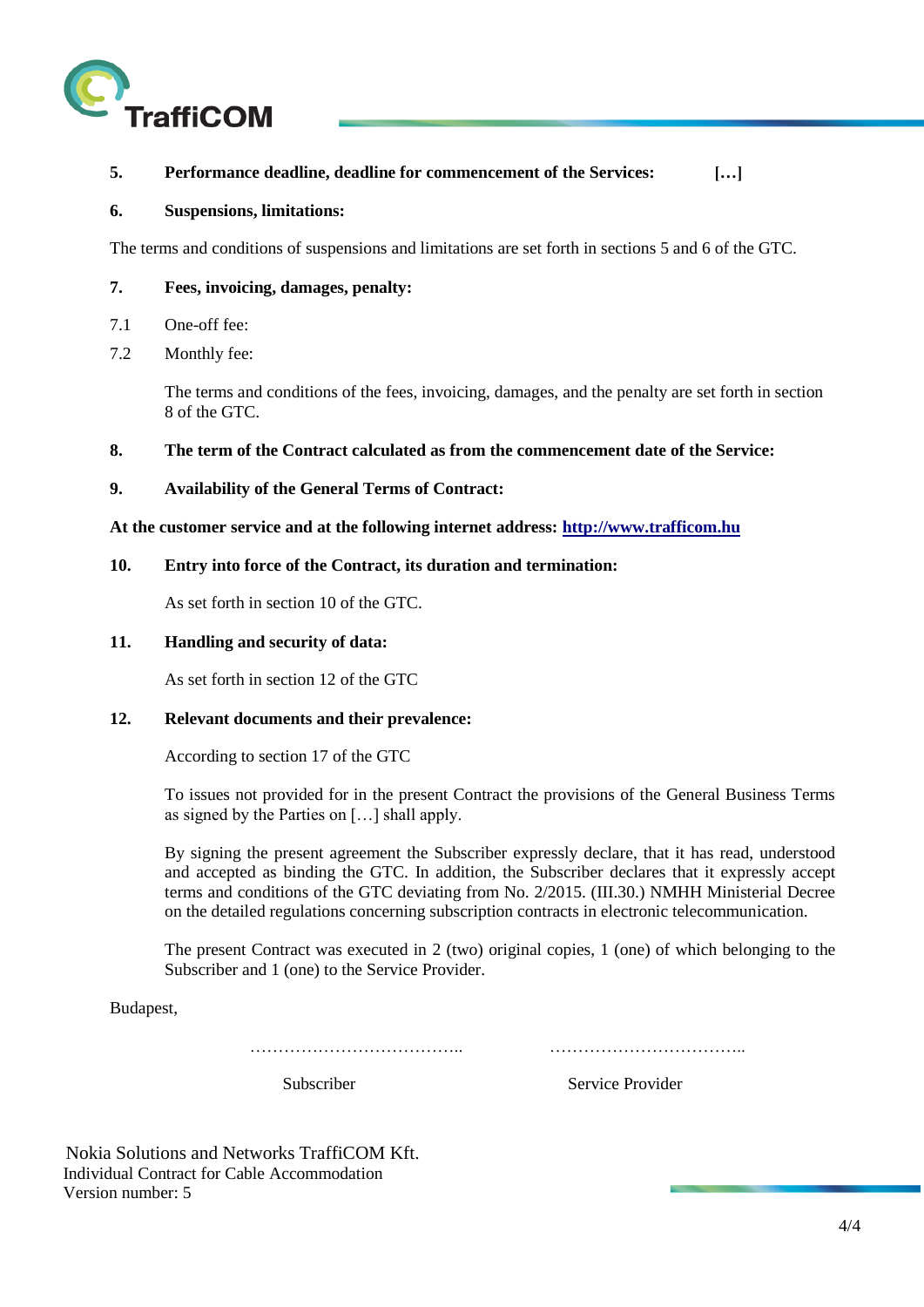**5. Performance deadline, deadline for commencement of the Services: […]**

**6. Suspensions, limitations:**

The terms and conditions of suspensions and limitations are set forth in sections 5 and 6 of the GTC.

**7. Fees, invoicing, damages, penalty:**

7.1 One-off fee:

7.2 Monthly fee:

The terms and conditions of the fees, invoicing, damages, and the penalty are set forth in section 8 of the GTC.

**8. The term of the Contract calculated as from the commencement date of the Service:**

**9. Availability of the General Terms of Contract:**

**At the customer service and at the following internet address: [http://www.trafficom.hu](http://www.trafficom.hu)**

**10. Entry into force of the Contract, its duration and termination:**

As set forth in section 10 of the GTC.

**11. Handling and security of data:**

As set forth in section 12 of the GTC

**12. Relevant documents and their prevalence:**

According to section 17 of the GTC

To issues not provided for in the present Contract the provisions of the General Business Terms as signed by the Parties on […] shall apply.

By signing the present agreement the Subscriber expressly declare, that it has read, understood and accepted as binding the GTC. In addition, the Subscriber declares that it expressly accept terms and conditions of the GTC deviating from No. 2/2015. (III.30.) NMHH Ministerial Decree on the detailed regulations concerning subscription contracts in electronic telecommunication.

The present Contract was executed in 2 (two) original copies, 1 (one) of which belonging to the Subscriber and 1 (one) to the Service Provider.

Budapest,

……………………………….. ……………………………..

Subscriber Service Provider

Nokia Solutions and Networks TraffiCOM Kft.
Individual Contract for Cable Accommodation
Version number: 5